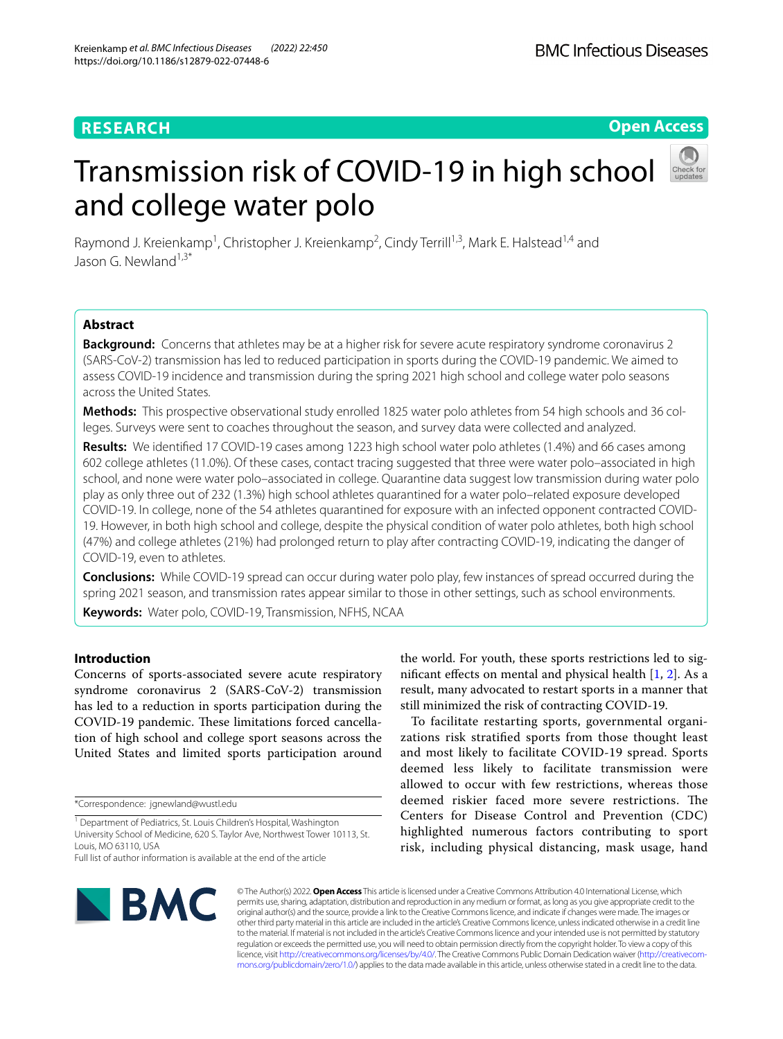RESEARCH

Open Access

# Transmission risk of COVID-19 in high school and college water polo

Raymond J. Kreienkamp[1], Christopher J. Kreienkamp[2], Cindy Terrill[1,3], Mark E. Halstead[1,4] and Jason G. Newland[1,3*]

## Abstract

**Background:** Concerns that athletes may be at a higher risk for severe acute respiratory syndrome coronavirus 2 (SARS-CoV-2) transmission has led to reduced participation in sports during the COVID-19 pandemic. We aimed to assess COVID-19 incidence and transmission during the spring 2021 high school and college water polo seasons across the United States.

**Methods:** This prospective observational study enrolled 1825 water polo athletes from 54 high schools and 36 colleges. Surveys were sent to coaches throughout the season, and survey data were collected and analyzed.

**Results:** We identified 17 COVID-19 cases among 1223 high school water polo athletes (1.4%) and 66 cases among 602 college athletes (11.0%). Of these cases, contact tracing suggested that three were water polo–associated in high school, and none were water polo–associated in college. Quarantine data suggest low transmission during water polo play as only three out of 232 (1.3%) high school athletes quarantined for a water polo–related exposure developed COVID-19. In college, none of the 54 athletes quarantined for exposure with an infected opponent contracted COVID-19. However, in both high school and college, despite the physical condition of water polo athletes, both high school (47%) and college athletes (21%) had prolonged return to play after contracting COVID-19, indicating the danger of COVID-19, even to athletes.

**Conclusions:** While COVID-19 spread can occur during water polo play, few instances of spread occurred during the spring 2021 season, and transmission rates appear similar to those in other settings, such as school environments.

**Keywords:** Water polo, COVID-19, Transmission, NFHS, NCAA

## Introduction

Concerns of sports-associated severe acute respiratory syndrome coronavirus 2 (SARS-CoV-2) transmission has led to a reduction in sports participation during the COVID-19 pandemic. These limitations forced cancellation of high school and college sport seasons across the United States and limited sports participation around the world. For youth, these sports restrictions led to significant effects on mental and physical health [1, 2]. As a result, many advocated to restart sports in a manner that still minimized the risk of contracting COVID-19.

To facilitate restarting sports, governmental organizations risk stratified sports from those thought least and most likely to facilitate COVID-19 spread. Sports deemed less likely to facilitate transmission were allowed to occur with few restrictions, whereas those deemed riskier faced more severe restrictions. The Centers for Disease Control and Prevention (CDC) highlighted numerous factors contributing to sport risk, including physical distancing, mask usage, hand

*Correspondence: jgnewland@wustl.edu

[1] Department of Pediatrics, St. Louis Children's Hospital, Washington University School of Medicine, 620 S. Taylor Ave, Northwest Tower 10113, St. Louis, MO 63110, USA

Full list of author information is available at the end of the article

© The Author(s) 2022. **Open Access** This article is licensed under a Creative Commons Attribution 4.0 International License, which permits use, sharing, adaptation, distribution and reproduction in any medium or format, as long as you give appropriate credit to the original author(s) and the source, provide a link to the Creative Commons licence, and indicate if changes were made. The images or other third party material in this article are included in the article's Creative Commons licence, unless indicated otherwise in a credit line to the material. If material is not included in the article's Creative Commons licence and your intended use is not permitted by statutory regulation or exceeds the permitted use, you will need to obtain permission directly from the copyright holder. To view a copy of this licence, visit http://creativecommons.org/licenses/by/4.0/. The Creative Commons Public Domain Dedication waiver (http://creativecommons.org/publicdomain/zero/1.0/) applies to the data made available in this article, unless otherwise stated in a credit line to the data.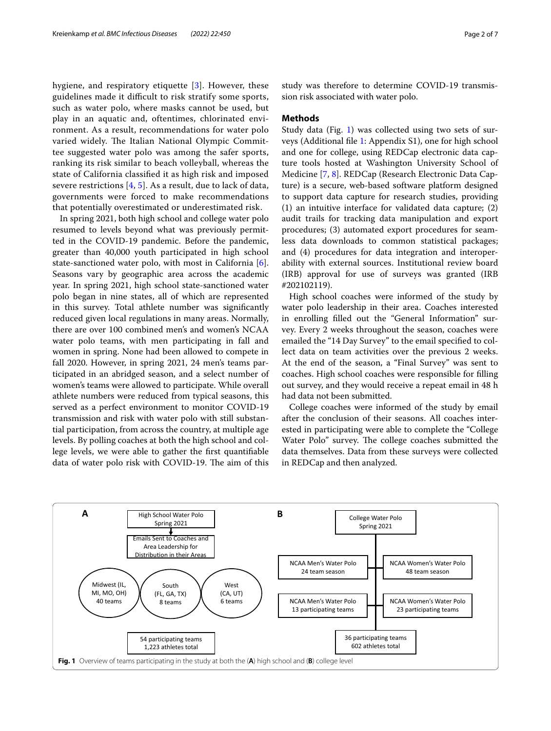hygiene, and respiratory etiquette [3]. However, these guidelines made it difficult to risk stratify some sports, such as water polo, where masks cannot be used, but play in an aquatic and, oftentimes, chlorinated environment. As a result, recommendations for water polo varied widely. The Italian National Olympic Committee suggested water polo was among the safer sports, ranking its risk similar to beach volleyball, whereas the state of California classified it as high risk and imposed severe restrictions [4, 5]. As a result, due to lack of data, governments were forced to make recommendations that potentially overestimated or underestimated risk.

In spring 2021, both high school and college water polo resumed to levels beyond what was previously permitted in the COVID-19 pandemic. Before the pandemic, greater than 40,000 youth participated in high school state-sanctioned water polo, with most in California [6]. Seasons vary by geographic area across the academic year. In spring 2021, high school state-sanctioned water polo began in nine states, all of which are represented in this survey. Total athlete number was significantly reduced given local regulations in many areas. Normally, there are over 100 combined men's and women's NCAA water polo teams, with men participating in fall and women in spring. None had been allowed to compete in fall 2020. However, in spring 2021, 24 men's teams participated in an abridged season, and a select number of women's teams were allowed to participate. While overall athlete numbers were reduced from typical seasons, this served as a perfect environment to monitor COVID-19 transmission and risk with water polo with still substantial participation, from across the country, at multiple age levels. By polling coaches at both the high school and college levels, we were able to gather the first quantifiable data of water polo risk with COVID-19. The aim of this study was therefore to determine COVID-19 transmission risk associated with water polo.

## Methods

Study data (Fig. 1) was collected using two sets of surveys (Additional file 1: Appendix S1), one for high school and one for college, using REDCap electronic data capture tools hosted at Washington University School of Medicine [7, 8]. REDCap (Research Electronic Data Capture) is a secure, web-based software platform designed to support data capture for research studies, providing (1) an intuitive interface for validated data capture; (2) audit trails for tracking data manipulation and export procedures; (3) automated export procedures for seamless data downloads to common statistical packages; and (4) procedures for data integration and interoperability with external sources. Institutional review board (IRB) approval for use of surveys was granted (IRB #202102119).

High school coaches were informed of the study by water polo leadership in their area. Coaches interested in enrolling filled out the "General Information" survey. Every 2 weeks throughout the season, coaches were emailed the "14 Day Survey" to the email specified to collect data on team activities over the previous 2 weeks. At the end of the season, a "Final Survey" was sent to coaches. High school coaches were responsible for filling out survey, and they would receive a repeat email in 48 h had data not been submitted.

College coaches were informed of the study by email after the conclusion of their seasons. All coaches interested in participating were able to complete the "College Water Polo" survey. The college coaches submitted the data themselves. Data from these surveys were collected in REDCap and then analyzed.

**A**

High School Water Polo Spring 2021
→ Emails Sent to Coaches and Area Leadership for Distribution in their Areas
- Midwest (IL, MI, MO, OH) 40 teams
- South (FL, GA, TX) 8 teams
- West (CA, UT) 6 teams

54 participating teams 1,223 athletes total

**B**

College Water Polo Spring 2021
- NCAA Men's Water Polo 24 team season
- NCAA Women's Water Polo 48 team season
- NCAA Men's Water Polo 13 participating teams
- NCAA Women's Water Polo 23 participating teams

36 participating teams 602 athletes total

**Fig. 1** Overview of teams participating in the study at both the (**A**) high school and (**B**) college level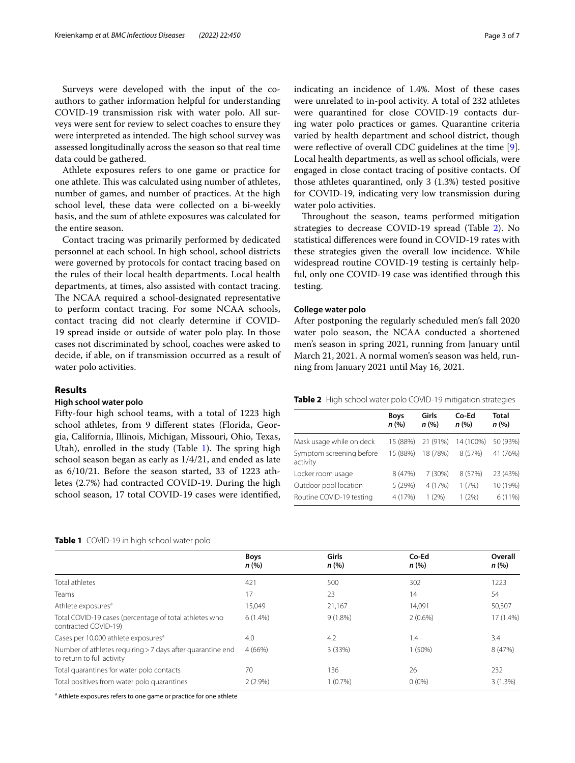Surveys were developed with the input of the co-authors to gather information helpful for understanding COVID-19 transmission risk with water polo. All surveys were sent for review to select coaches to ensure they were interpreted as intended. The high school survey was assessed longitudinally across the season so that real time data could be gathered.

Athlete exposures refers to one game or practice for one athlete. This was calculated using number of athletes, number of games, and number of practices. At the high school level, these data were collected on a bi-weekly basis, and the sum of athlete exposures was calculated for the entire season.

Contact tracing was primarily performed by dedicated personnel at each school. In high school, school districts were governed by protocols for contact tracing based on the rules of their local health departments. Local health departments, at times, also assisted with contact tracing. The NCAA required a school-designated representative to perform contact tracing. For some NCAA schools, contact tracing did not clearly determine if COVID-19 spread inside or outside of water polo play. In those cases not discriminated by school, coaches were asked to decide, if able, on if transmission occurred as a result of water polo activities.

## Results

### High school water polo

Fifty-four high school teams, with a total of 1223 high school athletes, from 9 different states (Florida, Georgia, California, Illinois, Michigan, Missouri, Ohio, Texas, Utah), enrolled in the study (Table 1). The spring high school season began as early as 1/4/21, and ended as late as 6/10/21. Before the season started, 33 of 1223 athletes (2.7%) had contracted COVID-19. During the high school season, 17 total COVID-19 cases were identified, indicating an incidence of 1.4%. Most of these cases were unrelated to in-pool activity. A total of 232 athletes were quarantined for close COVID-19 contacts during water polo practices or games. Quarantine criteria varied by health department and school district, though were reflective of overall CDC guidelines at the time [9]. Local health departments, as well as school officials, were engaged in close contact tracing of positive contacts. Of those athletes quarantined, only 3 (1.3%) tested positive for COVID-19, indicating very low transmission during water polo activities.

Throughout the season, teams performed mitigation strategies to decrease COVID-19 spread (Table 2). No statistical differences were found in COVID-19 rates with these strategies given the overall low incidence. While widespread routine COVID-19 testing is certainly helpful, only one COVID-19 case was identified through this testing.

**Table 1** COVID-19 in high school water polo

| | Boys *n* (%) | Girls *n* (%) | Co-Ed *n* (%) | Overall *n* (%) |
|---|---|---|---|---|
| Total athletes | 421 | 500 | 302 | 1223 |
| Teams | 17 | 23 | 14 | 54 |
| Athlete exposures[a] | 15,049 | 21,167 | 14,091 | 50,307 |
| Total COVID-19 cases (percentage of total athletes who contracted COVID-19) | 6 (1.4%) | 9 (1.8%) | 2 (0.6%) | 17 (1.4%) |
| Cases per 10,000 athlete exposures[a] | 4.0 | 4.2 | 1.4 | 3.4 |
| Number of athletes requiring > 7 days after quarantine end to return to full activity | 4 (66%) | 3 (33%) | 1 (50%) | 8 (47%) |
| Total quarantines for water polo contacts | 70 | 136 | 26 | 232 |
| Total positives from water polo quarantines | 2 (2.9%) | 1 (0.7%) | 0 (0%) | 3 (1.3%) |

[a] Athlete exposures refers to one game or practice for one athlete

**Table 2** High school water polo COVID-19 mitigation strategies

| | Boys *n* (%) | Girls *n* (%) | Co-Ed *n* (%) | Total *n* (%) |
|---|---|---|---|---|
| Mask usage while on deck | 15 (88%) | 21 (91%) | 14 (100%) | 50 (93%) |
| Symptom screening before activity | 15 (88%) | 18 (78%) | 8 (57%) | 41 (76%) |
| Locker room usage | 8 (47%) | 7 (30%) | 8 (57%) | 23 (43%) |
| Outdoor pool location | 5 (29%) | 4 (17%) | 1 (7%) | 10 (19%) |
| Routine COVID-19 testing | 4 (17%) | 1 (2%) | 1 (2%) | 6 (11%) |

### College water polo

After postponing the regularly scheduled men's fall 2020 water polo season, the NCAA conducted a shortened men's season in spring 2021, running from January until March 21, 2021. A normal women's season was held, running from January 2021 until May 16, 2021.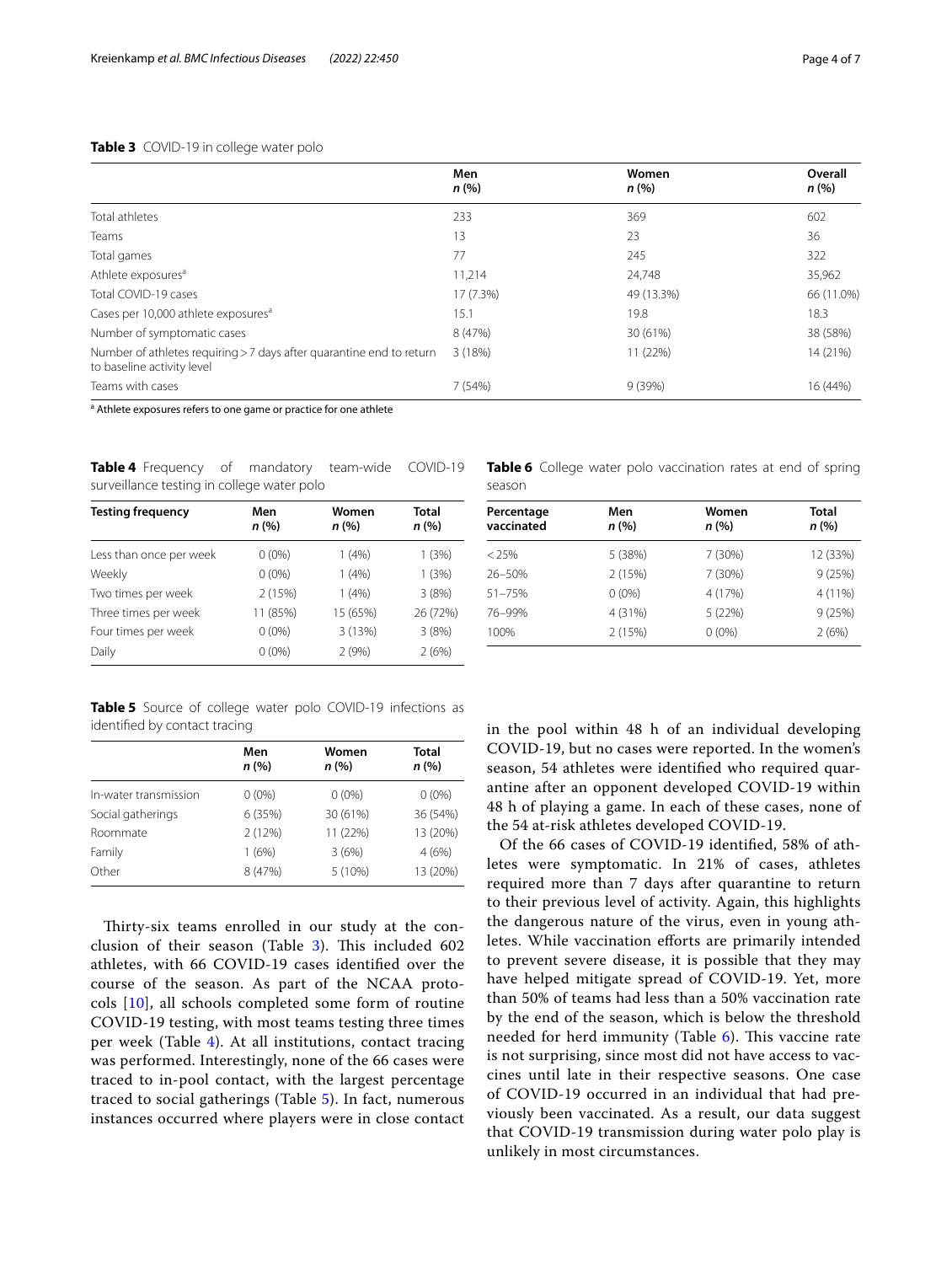**Table 3** COVID-19 in college water polo

| | Men n (%) | Women n (%) | Overall n (%) |
|---|---|---|---|
| Total athletes | 233 | 369 | 602 |
| Teams | 13 | 23 | 36 |
| Total games | 77 | 245 | 322 |
| Athlete exposures[a] | 11,214 | 24,748 | 35,962 |
| Total COVID-19 cases | 17 (7.3%) | 49 (13.3%) | 66 (11.0%) |
| Cases per 10,000 athlete exposures[a] | 15.1 | 19.8 | 18.3 |
| Number of symptomatic cases | 8 (47%) | 30 (61%) | 38 (58%) |
| Number of athletes requiring > 7 days after quarantine end to return to baseline activity level | 3 (18%) | 11 (22%) | 14 (21%) |
| Teams with cases | 7 (54%) | 9 (39%) | 16 (44%) |

[a] Athlete exposures refers to one game or practice for one athlete

**Table 4** Frequency of mandatory team-wide COVID-19 surveillance testing in college water polo

| Testing frequency | Men n (%) | Women n (%) | Total n (%) |
|---|---|---|---|
| Less than once per week | 0 (0%) | 1 (4%) | 1 (3%) |
| Weekly | 0 (0%) | 1 (4%) | 1 (3%) |
| Two times per week | 2 (15%) | 1 (4%) | 3 (8%) |
| Three times per week | 11 (85%) | 15 (65%) | 26 (72%) |
| Four times per week | 0 (0%) | 3 (13%) | 3 (8%) |
| Daily | 0 (0%) | 2 (9%) | 2 (6%) |

**Table 5** Source of college water polo COVID-19 infections as identified by contact tracing

| | Men n (%) | Women n (%) | Total n (%) |
|---|---|---|---|
| In-water transmission | 0 (0%) | 0 (0%) | 0 (0%) |
| Social gatherings | 6 (35%) | 30 (61%) | 36 (54%) |
| Roommate | 2 (12%) | 11 (22%) | 13 (20%) |
| Family | 1 (6%) | 3 (6%) | 4 (6%) |
| Other | 8 (47%) | 5 (10%) | 13 (20%) |

**Table 6** College water polo vaccination rates at end of spring season

| Percentage vaccinated | Men n (%) | Women n (%) | Total n (%) |
|---|---|---|---|
| < 25% | 5 (38%) | 7 (30%) | 12 (33%) |
| 26–50% | 2 (15%) | 7 (30%) | 9 (25%) |
| 51–75% | 0 (0%) | 4 (17%) | 4 (11%) |
| 76–99% | 4 (31%) | 5 (22%) | 9 (25%) |
| 100% | 2 (15%) | 0 (0%) | 2 (6%) |

Thirty-six teams enrolled in our study at the conclusion of their season (Table 3). This included 602 athletes, with 66 COVID-19 cases identified over the course of the season. As part of the NCAA protocols [10], all schools completed some form of routine COVID-19 testing, with most teams testing three times per week (Table 4). At all institutions, contact tracing was performed. Interestingly, none of the 66 cases were traced to in-pool contact, with the largest percentage traced to social gatherings (Table 5). In fact, numerous instances occurred where players were in close contact in the pool within 48 h of an individual developing COVID-19, but no cases were reported. In the women's season, 54 athletes were identified who required quarantine after an opponent developed COVID-19 within 48 h of playing a game. In each of these cases, none of the 54 at-risk athletes developed COVID-19.

Of the 66 cases of COVID-19 identified, 58% of athletes were symptomatic. In 21% of cases, athletes required more than 7 days after quarantine to return to their previous level of activity. Again, this highlights the dangerous nature of the virus, even in young athletes. While vaccination efforts are primarily intended to prevent severe disease, it is possible that they may have helped mitigate spread of COVID-19. Yet, more than 50% of teams had less than a 50% vaccination rate by the end of the season, which is below the threshold needed for herd immunity (Table 6). This vaccine rate is not surprising, since most did not have access to vaccines until late in their respective seasons. One case of COVID-19 occurred in an individual that had previously been vaccinated. As a result, our data suggest that COVID-19 transmission during water polo play is unlikely in most circumstances.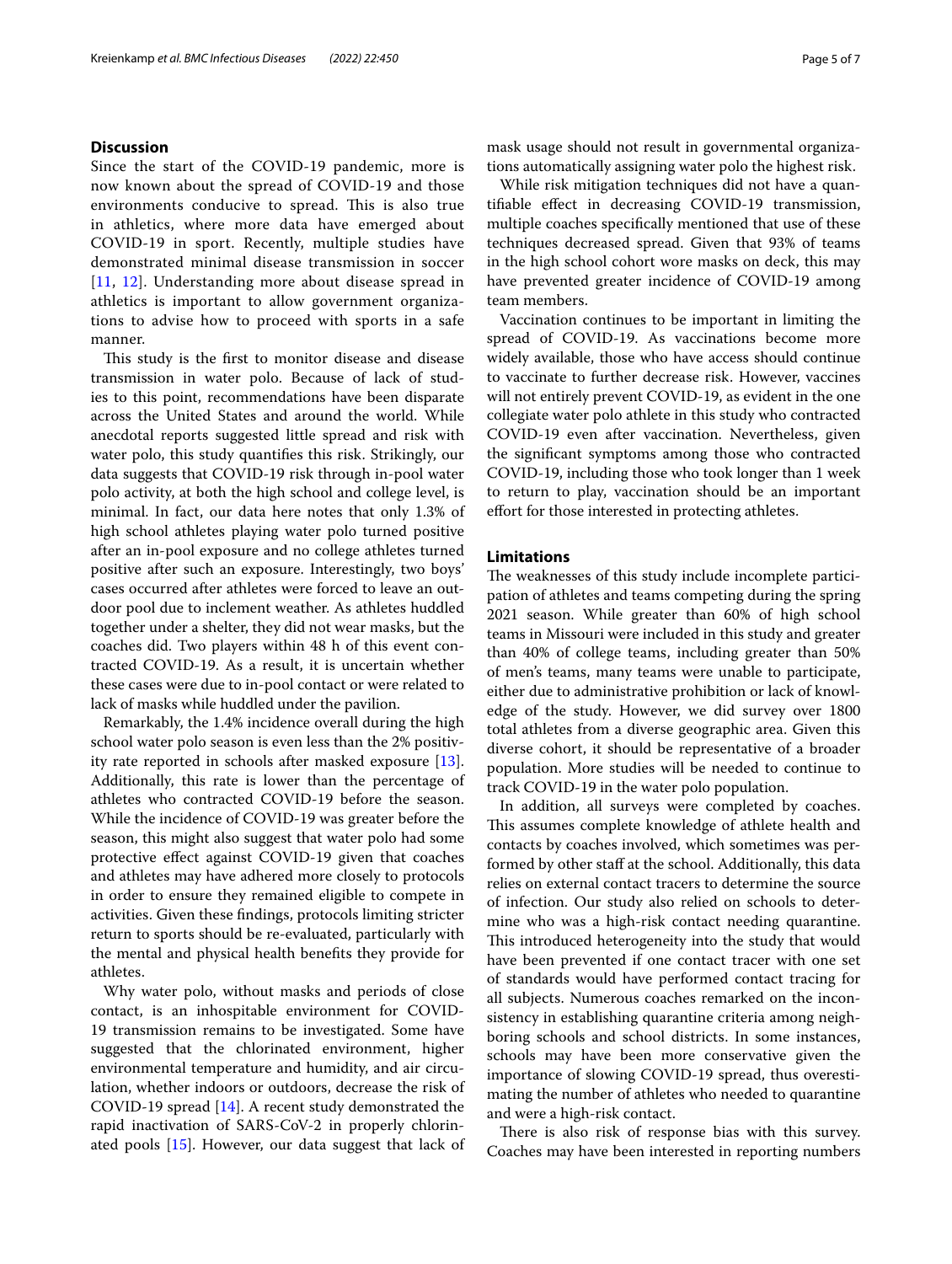## Discussion

Since the start of the COVID-19 pandemic, more is now known about the spread of COVID-19 and those environments conducive to spread. This is also true in athletics, where more data have emerged about COVID-19 in sport. Recently, multiple studies have demonstrated minimal disease transmission in soccer [11, 12]. Understanding more about disease spread in athletics is important to allow government organizations to advise how to proceed with sports in a safe manner.

This study is the first to monitor disease and disease transmission in water polo. Because of lack of studies to this point, recommendations have been disparate across the United States and around the world. While anecdotal reports suggested little spread and risk with water polo, this study quantifies this risk. Strikingly, our data suggests that COVID-19 risk through in-pool water polo activity, at both the high school and college level, is minimal. In fact, our data here notes that only 1.3% of high school athletes playing water polo turned positive after an in-pool exposure and no college athletes turned positive after such an exposure. Interestingly, two boys' cases occurred after athletes were forced to leave an outdoor pool due to inclement weather. As athletes huddled together under a shelter, they did not wear masks, but the coaches did. Two players within 48 h of this event contracted COVID-19. As a result, it is uncertain whether these cases were due to in-pool contact or were related to lack of masks while huddled under the pavilion.

Remarkably, the 1.4% incidence overall during the high school water polo season is even less than the 2% positivity rate reported in schools after masked exposure [13]. Additionally, this rate is lower than the percentage of athletes who contracted COVID-19 before the season. While the incidence of COVID-19 was greater before the season, this might also suggest that water polo had some protective effect against COVID-19 given that coaches and athletes may have adhered more closely to protocols in order to ensure they remained eligible to compete in activities. Given these findings, protocols limiting stricter return to sports should be re-evaluated, particularly with the mental and physical health benefits they provide for athletes.

Why water polo, without masks and periods of close contact, is an inhospitable environment for COVID-19 transmission remains to be investigated. Some have suggested that the chlorinated environment, higher environmental temperature and humidity, and air circulation, whether indoors or outdoors, decrease the risk of COVID-19 spread [14]. A recent study demonstrated the rapid inactivation of SARS-CoV-2 in properly chlorinated pools [15]. However, our data suggest that lack of mask usage should not result in governmental organizations automatically assigning water polo the highest risk.

While risk mitigation techniques did not have a quantifiable effect in decreasing COVID-19 transmission, multiple coaches specifically mentioned that use of these techniques decreased spread. Given that 93% of teams in the high school cohort wore masks on deck, this may have prevented greater incidence of COVID-19 among team members.

Vaccination continues to be important in limiting the spread of COVID-19. As vaccinations become more widely available, those who have access should continue to vaccinate to further decrease risk. However, vaccines will not entirely prevent COVID-19, as evident in the one collegiate water polo athlete in this study who contracted COVID-19 even after vaccination. Nevertheless, given the significant symptoms among those who contracted COVID-19, including those who took longer than 1 week to return to play, vaccination should be an important effort for those interested in protecting athletes.

## Limitations

The weaknesses of this study include incomplete participation of athletes and teams competing during the spring 2021 season. While greater than 60% of high school teams in Missouri were included in this study and greater than 40% of college teams, including greater than 50% of men's teams, many teams were unable to participate, either due to administrative prohibition or lack of knowledge of the study. However, we did survey over 1800 total athletes from a diverse geographic area. Given this diverse cohort, it should be representative of a broader population. More studies will be needed to continue to track COVID-19 in the water polo population.

In addition, all surveys were completed by coaches. This assumes complete knowledge of athlete health and contacts by coaches involved, which sometimes was performed by other staff at the school. Additionally, this data relies on external contact tracers to determine the source of infection. Our study also relied on schools to determine who was a high-risk contact needing quarantine. This introduced heterogeneity into the study that would have been prevented if one contact tracer with one set of standards would have performed contact tracing for all subjects. Numerous coaches remarked on the inconsistency in establishing quarantine criteria among neighboring schools and school districts. In some instances, schools may have been more conservative given the importance of slowing COVID-19 spread, thus overestimating the number of athletes who needed to quarantine and were a high-risk contact.

There is also risk of response bias with this survey. Coaches may have been interested in reporting numbers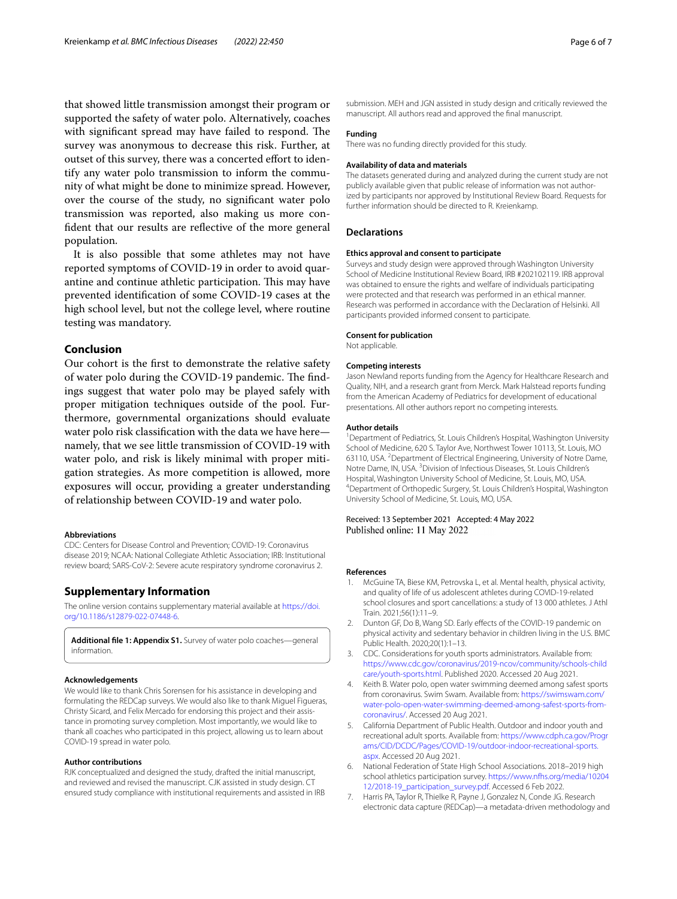that showed little transmission amongst their program or supported the safety of water polo. Alternatively, coaches with significant spread may have failed to respond. The survey was anonymous to decrease this risk. Further, at outset of this survey, there was a concerted effort to identify any water polo transmission to inform the community of what might be done to minimize spread. However, over the course of the study, no significant water polo transmission was reported, also making us more confident that our results are reflective of the more general population.

It is also possible that some athletes may not have reported symptoms of COVID-19 in order to avoid quarantine and continue athletic participation. This may have prevented identification of some COVID-19 cases at the high school level, but not the college level, where routine testing was mandatory.

## Conclusion

Our cohort is the first to demonstrate the relative safety of water polo during the COVID-19 pandemic. The findings suggest that water polo may be played safely with proper mitigation techniques outside of the pool. Furthermore, governmental organizations should evaluate water polo risk classification with the data we have here—namely, that we see little transmission of COVID-19 with water polo, and risk is likely minimal with proper mitigation strategies. As more competition is allowed, more exposures will occur, providing a greater understanding of relationship between COVID-19 and water polo.

#### Abbreviations

CDC: Centers for Disease Control and Prevention; COVID-19: Coronavirus disease 2019; NCAA: National Collegiate Athletic Association; IRB: Institutional review board; SARS-CoV-2: Severe acute respiratory syndrome coronavirus 2.

## Supplementary Information

The online version contains supplementary material available at https://doi.org/10.1186/s12879-022-07448-6.

**Additional file 1: Appendix S1.** Survey of water polo coaches—general information.

#### Acknowledgements

We would like to thank Chris Sorensen for his assistance in developing and formulating the REDCap surveys. We would also like to thank Miguel Figueras, Christy Sicard, and Felix Mercado for endorsing this project and their assistance in promoting survey completion. Most importantly, we would like to thank all coaches who participated in this project, allowing us to learn about COVID-19 spread in water polo.

#### Author contributions

RJK conceptualized and designed the study, drafted the initial manuscript, and reviewed and revised the manuscript. CJK assisted in study design. CT ensured study compliance with institutional requirements and assisted in IRB submission. MEH and JGN assisted in study design and critically reviewed the manuscript. All authors read and approved the final manuscript.

#### Funding

There was no funding directly provided for this study.

#### Availability of data and materials

The datasets generated during and analyzed during the current study are not publicly available given that public release of information was not authorized by participants nor approved by Institutional Review Board. Requests for further information should be directed to R. Kreienkamp.

## Declarations

#### Ethics approval and consent to participate

Surveys and study design were approved through Washington University School of Medicine Institutional Review Board, IRB #202102119. IRB approval was obtained to ensure the rights and welfare of individuals participating were protected and that research was performed in an ethical manner. Research was performed in accordance with the Declaration of Helsinki. All participants provided informed consent to participate.

#### Consent for publication

Not applicable.

#### Competing interests

Jason Newland reports funding from the Agency for Healthcare Research and Quality, NIH, and a research grant from Merck. Mark Halstead reports funding from the American Academy of Pediatrics for development of educational presentations. All other authors report no competing interests.

#### Author details

[1]Department of Pediatrics, St. Louis Children's Hospital, Washington University School of Medicine, 620 S. Taylor Ave, Northwest Tower 10113, St. Louis, MO 63110, USA. [2]Department of Electrical Engineering, University of Notre Dame, Notre Dame, IN, USA. [3]Division of Infectious Diseases, St. Louis Children's Hospital, Washington University School of Medicine, St. Louis, MO, USA. [4]Department of Orthopedic Surgery, St. Louis Children's Hospital, Washington University School of Medicine, St. Louis, MO, USA.

Received: 13 September 2021 Accepted: 4 May 2022
Published online: 11 May 2022

#### References

1. McGuine TA, Biese KM, Petrovska L, et al. Mental health, physical activity, and quality of life of us adolescent athletes during COVID-19-related school closures and sport cancellations: a study of 13 000 athletes. J Athl Train. 2021;56(1):11–9.
2. Dunton GF, Do B, Wang SD. Early effects of the COVID-19 pandemic on physical activity and sedentary behavior in children living in the U.S. BMC Public Health. 2020;20(1):1–13.
3. CDC. Considerations for youth sports administrators. Available from: https://www.cdc.gov/coronavirus/2019-ncov/community/schools-childcare/youth-sports.html. Published 2020. Accessed 20 Aug 2021.
4. Keith B. Water polo, open water swimming deemed among safest sports from coronavirus. Swim Swam. Available from: https://swimswam.com/water-polo-open-water-swimming-deemed-among-safest-sports-from-coronavirus/. Accessed 20 Aug 2021.
5. California Department of Public Health. Outdoor and indoor youth and recreational adult sports. Available from: https://www.cdph.ca.gov/Programs/CID/DCDC/Pages/COVID-19/outdoor-indoor-recreational-sports.aspx. Accessed 20 Aug 2021.
6. National Federation of State High School Associations. 2018–2019 high school athletics participation survey. https://www.nfhs.org/media/1020412/2018-19_participation_survey.pdf. Accessed 6 Feb 2022.
7. Harris PA, Taylor R, Thielke R, Payne J, Gonzalez N, Conde JG. Research electronic data capture (REDCap)—a metadata-driven methodology and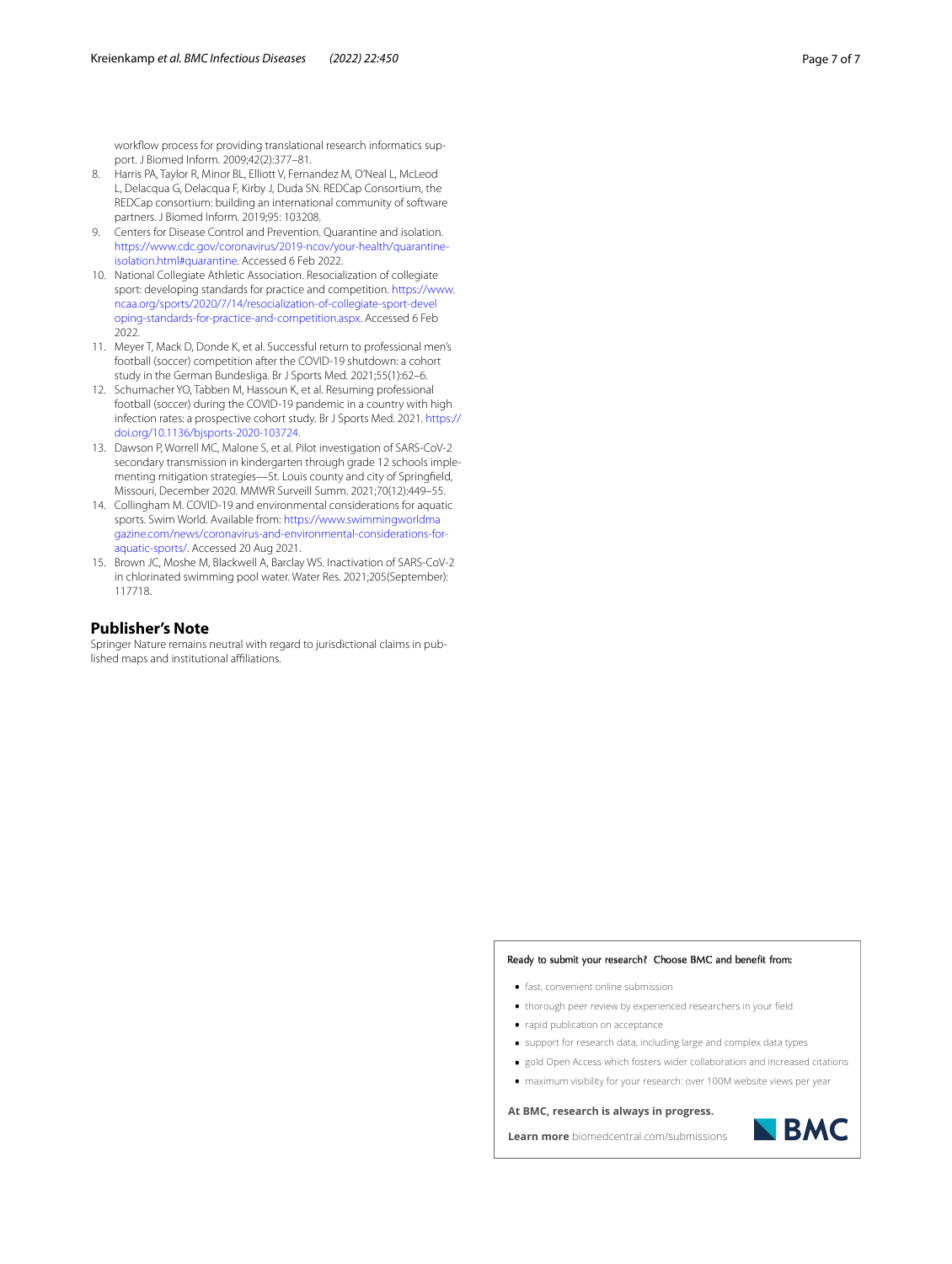workflow process for providing translational research informatics support. J Biomed Inform. 2009;42(2):377–81.

8. Harris PA, Taylor R, Minor BL, Elliott V, Fernandez M, O'Neal L, McLeod L, Delacqua G, Delacqua F, Kirby J, Duda SN. REDCap Consortium, the REDCap consortium: building an international community of software partners. J Biomed Inform. 2019;95: 103208.
9. Centers for Disease Control and Prevention. Quarantine and isolation. https://www.cdc.gov/coronavirus/2019-ncov/your-health/quarantine-isolation.html#quarantine. Accessed 6 Feb 2022.
10. National Collegiate Athletic Association. Resocialization of collegiate sport: developing standards for practice and competition. https://www.ncaa.org/sports/2020/7/14/resocialization-of-collegiate-sport-developing-standards-for-practice-and-competition.aspx. Accessed 6 Feb 2022.
11. Meyer T, Mack D, Donde K, et al. Successful return to professional men's football (soccer) competition after the COVID-19 shutdown: a cohort study in the German Bundesliga. Br J Sports Med. 2021;55(1):62–6.
12. Schumacher YO, Tabben M, Hassoun K, et al. Resuming professional football (soccer) during the COVID-19 pandemic in a country with high infection rates: a prospective cohort study. Br J Sports Med. 2021. https://doi.org/10.1136/bjsports-2020-103724.
13. Dawson P, Worrell MC, Malone S, et al. Pilot investigation of SARS-CoV-2 secondary transmission in kindergarten through grade 12 schools implementing mitigation strategies—St. Louis county and city of Springfield, Missouri, December 2020. MMWR Surveill Summ. 2021;70(12):449–55.
14. Collingham M. COVID-19 and environmental considerations for aquatic sports. Swim World. Available from: https://www.swimmingworldmagazine.com/news/coronavirus-and-environmental-considerations-for-aquatic-sports/. Accessed 20 Aug 2021.
15. Brown JC, Moshe M, Blackwell A, Barclay WS. Inactivation of SARS-CoV-2 in chlorinated swimming pool water. Water Res. 2021;205(September): 117718.

## Publisher's Note

Springer Nature remains neutral with regard to jurisdictional claims in published maps and institutional affiliations.

Ready to submit your research? Choose BMC and benefit from:

- fast, convenient online submission
- thorough peer review by experienced researchers in your field
- rapid publication on acceptance
- support for research data, including large and complex data types
- gold Open Access which fosters wider collaboration and increased citations
- maximum visibility for your research: over 100M website views per year

**At BMC, research is always in progress.**

**Learn more** biomedcentral.com/submissions

BMC